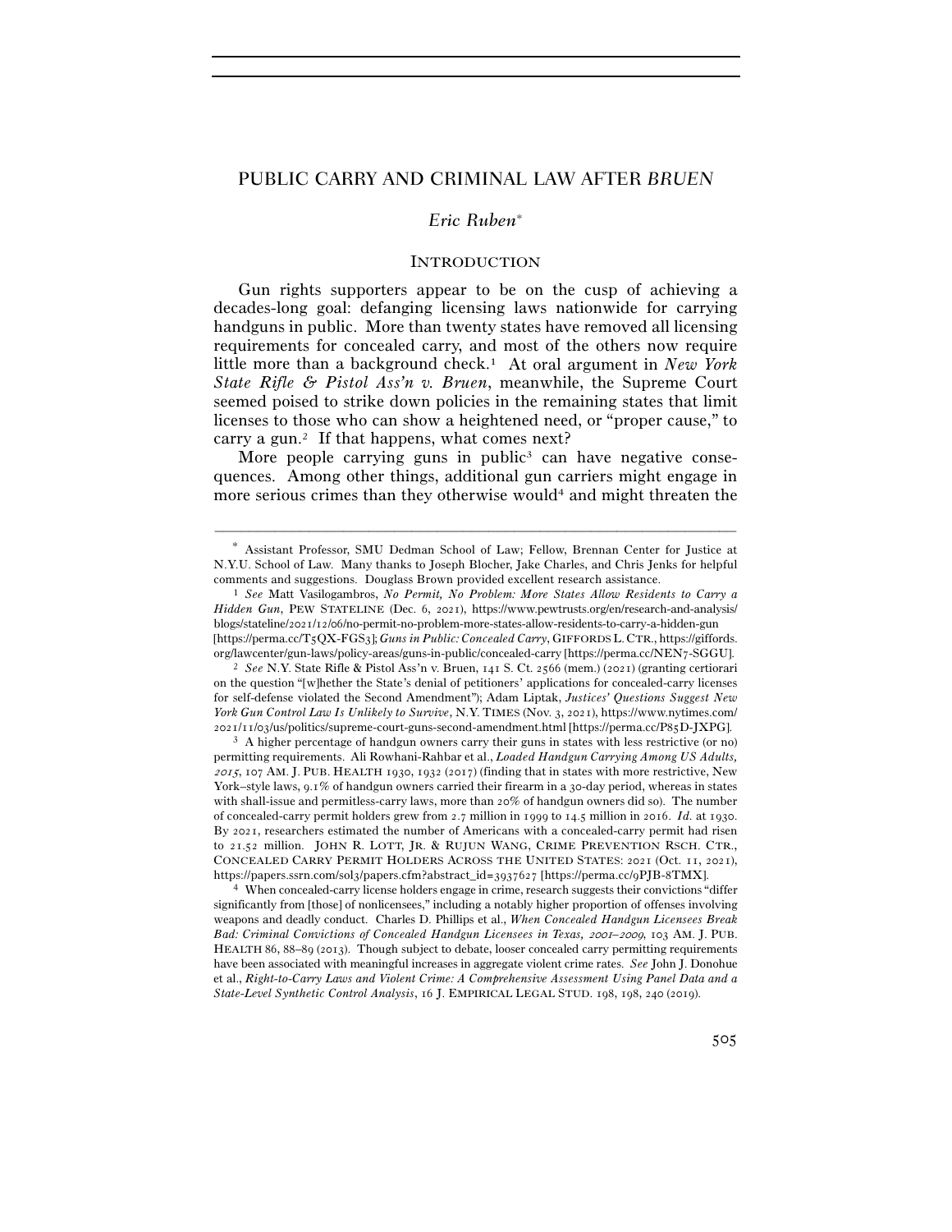# PUBLIC CARRY AND CRIMINAL LAW AFTER *BRUEN*

*Eric Ruben*[*]

## INTRODUCTION

Gun rights supporters appear to be on the cusp of achieving a decades-long goal: defanging licensing laws nationwide for carrying handguns in public. More than twenty states have removed all licensing requirements for concealed carry, and most of the others now require little more than a background check.[1] At oral argument in *New York State Rifle & Pistol Ass'n v. Bruen*, meanwhile, the Supreme Court seemed poised to strike down policies in the remaining states that limit licenses to those who can show a heightened need, or "proper cause," to carry a gun.[2] If that happens, what comes next?

More people carrying guns in public[3] can have negative consequences. Among other things, additional gun carriers might engage in more serious crimes than they otherwise would[4] and might threaten the

---

[*] Assistant Professor, SMU Dedman School of Law; Fellow, Brennan Center for Justice at N.Y.U. School of Law. Many thanks to Joseph Blocher, Jake Charles, and Chris Jenks for helpful comments and suggestions. Douglass Brown provided excellent research assistance.

[1] *See* Matt Vasilogambros, *No Permit, No Problem: More States Allow Residents to Carry a Hidden Gun*, PEW STATELINE (Dec. 6, 2021), https://www.pewtrusts.org/en/research-and-analysis/blogs/stateline/2021/12/06/no-permit-no-problem-more-states-allow-residents-to-carry-a-hidden-gun [https://perma.cc/T5QX-FGS3]; *Guns in Public: Concealed Carry*, GIFFORDS L. CTR., https://giffords.org/lawcenter/gun-laws/policy-areas/guns-in-public/concealed-carry [https://perma.cc/NEN7-SGGU].

[2] *See* N.Y. State Rifle & Pistol Ass'n v. Bruen, 141 S. Ct. 2566 (mem.) (2021) (granting certiorari on the question "[w]hether the State's denial of petitioners' applications for concealed-carry licenses for self-defense violated the Second Amendment"); Adam Liptak, *Justices' Questions Suggest New York Gun Control Law Is Unlikely to Survive*, N.Y. TIMES (Nov. 3, 2021), https://www.nytimes.com/2021/11/03/us/politics/supreme-court-guns-second-amendment.html [https://perma.cc/P85D-JXPG].

[3] A higher percentage of handgun owners carry their guns in states with less restrictive (or no) permitting requirements. Ali Rowhani-Rahbar et al., *Loaded Handgun Carrying Among US Adults, 2015*, 107 AM. J. PUB. HEALTH 1930, 1932 (2017) (finding that in states with more restrictive, New York–style laws, 9.1% of handgun owners carried their firearm in a 30-day period, whereas in states with shall-issue and permitless-carry laws, more than 20% of handgun owners did so). The number of concealed-carry permit holders grew from 2.7 million in 1999 to 14.5 million in 2016. *Id.* at 1930. By 2021, researchers estimated the number of Americans with a concealed-carry permit had risen to 21.52 million. JOHN R. LOTT, JR. & RUJUN WANG, CRIME PREVENTION RSCH. CTR., CONCEALED CARRY PERMIT HOLDERS ACROSS THE UNITED STATES: 2021 (Oct. 11, 2021), https://papers.ssrn.com/sol3/papers.cfm?abstract_id=3937627 [https://perma.cc/9PJB-8TMX].

[4] When concealed-carry license holders engage in crime, research suggests their convictions "differ significantly from [those] of nonlicensees," including a notably higher proportion of offenses involving weapons and deadly conduct. Charles D. Phillips et al., *When Concealed Handgun Licensees Break Bad: Criminal Convictions of Concealed Handgun Licensees in Texas, 2001–2009*, 103 AM. J. PUB. HEALTH 86, 88–89 (2013). Though subject to debate, looser concealed carry permitting requirements have been associated with meaningful increases in aggregate violent crime rates. *See* John J. Donohue et al., *Right-to-Carry Laws and Violent Crime: A Comprehensive Assessment Using Panel Data and a State-Level Synthetic Control Analysis*, 16 J. EMPIRICAL LEGAL STUD. 198, 198, 240 (2019).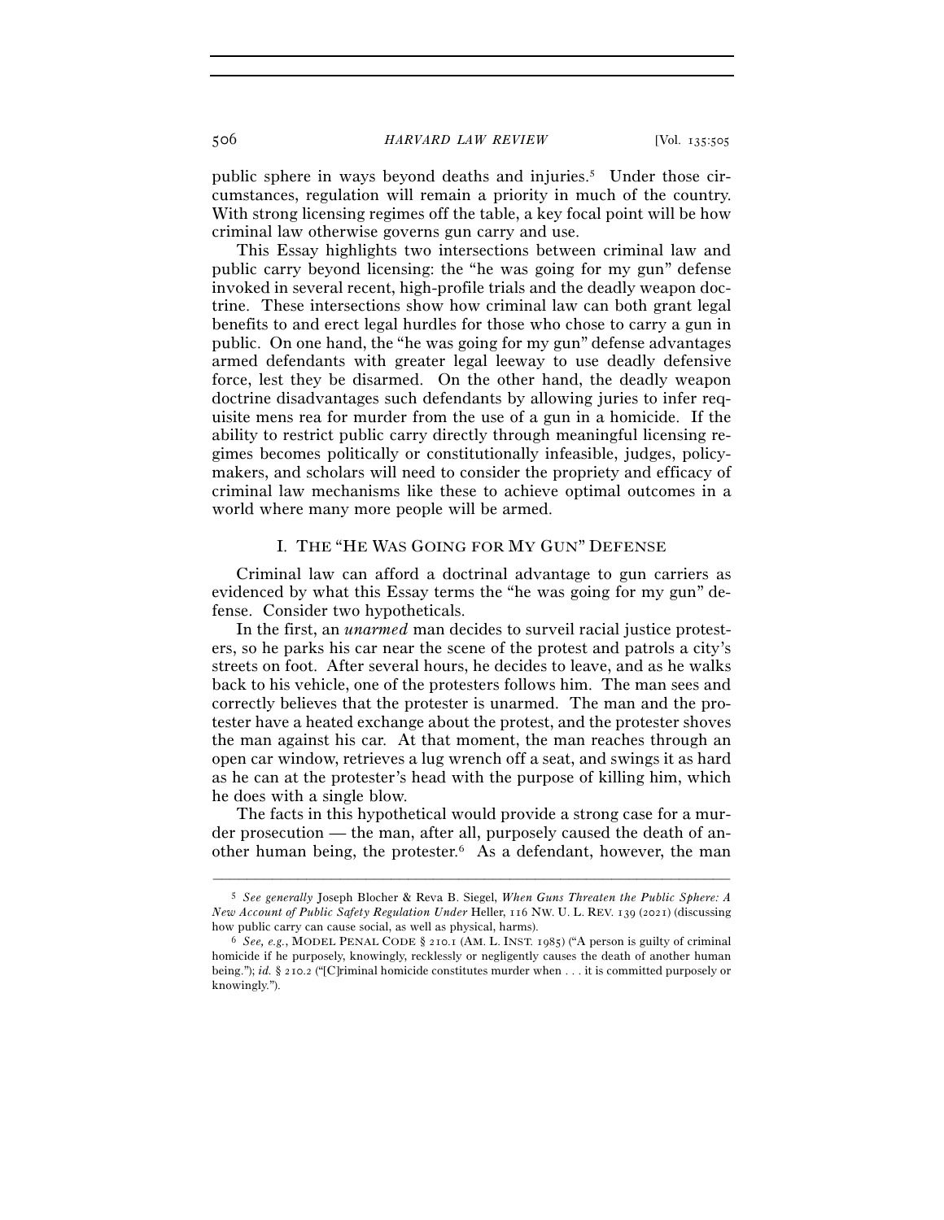public sphere in ways beyond deaths and injuries.[5] Under those circumstances, regulation will remain a priority in much of the country. With strong licensing regimes off the table, a key focal point will be how criminal law otherwise governs gun carry and use.

This Essay highlights two intersections between criminal law and public carry beyond licensing: the "he was going for my gun" defense invoked in several recent, high-profile trials and the deadly weapon doctrine. These intersections show how criminal law can both grant legal benefits to and erect legal hurdles for those who chose to carry a gun in public. On one hand, the "he was going for my gun" defense advantages armed defendants with greater legal leeway to use deadly defensive force, lest they be disarmed. On the other hand, the deadly weapon doctrine disadvantages such defendants by allowing juries to infer requisite mens rea for murder from the use of a gun in a homicide. If the ability to restrict public carry directly through meaningful licensing regimes becomes politically or constitutionally infeasible, judges, policymakers, and scholars will need to consider the propriety and efficacy of criminal law mechanisms like these to achieve optimal outcomes in a world where many more people will be armed.

## I. THE "HE WAS GOING FOR MY GUN" DEFENSE

Criminal law can afford a doctrinal advantage to gun carriers as evidenced by what this Essay terms the "he was going for my gun" defense. Consider two hypotheticals.

In the first, an *unarmed* man decides to surveil racial justice protesters, so he parks his car near the scene of the protest and patrols a city's streets on foot. After several hours, he decides to leave, and as he walks back to his vehicle, one of the protesters follows him. The man sees and correctly believes that the protester is unarmed. The man and the protester have a heated exchange about the protest, and the protester shoves the man against his car. At that moment, the man reaches through an open car window, retrieves a lug wrench off a seat, and swings it as hard as he can at the protester's head with the purpose of killing him, which he does with a single blow.

The facts in this hypothetical would provide a strong case for a murder prosecution — the man, after all, purposely caused the death of another human being, the protester.[6] As a defendant, however, the man

---

[5] *See generally* Joseph Blocher & Reva B. Siegel, *When Guns Threaten the Public Sphere: A New Account of Public Safety Regulation Under* Heller, 116 NW. U. L. REV. 139 (2021) (discussing how public carry can cause social, as well as physical, harms).

[6] *See, e.g.*, MODEL PENAL CODE § 210.1 (AM. L. INST. 1985) ("A person is guilty of criminal homicide if he purposely, knowingly, recklessly or negligently causes the death of another human being."); *id.* § 210.2 ("[C]riminal homicide constitutes murder when . . . it is committed purposely or knowingly.").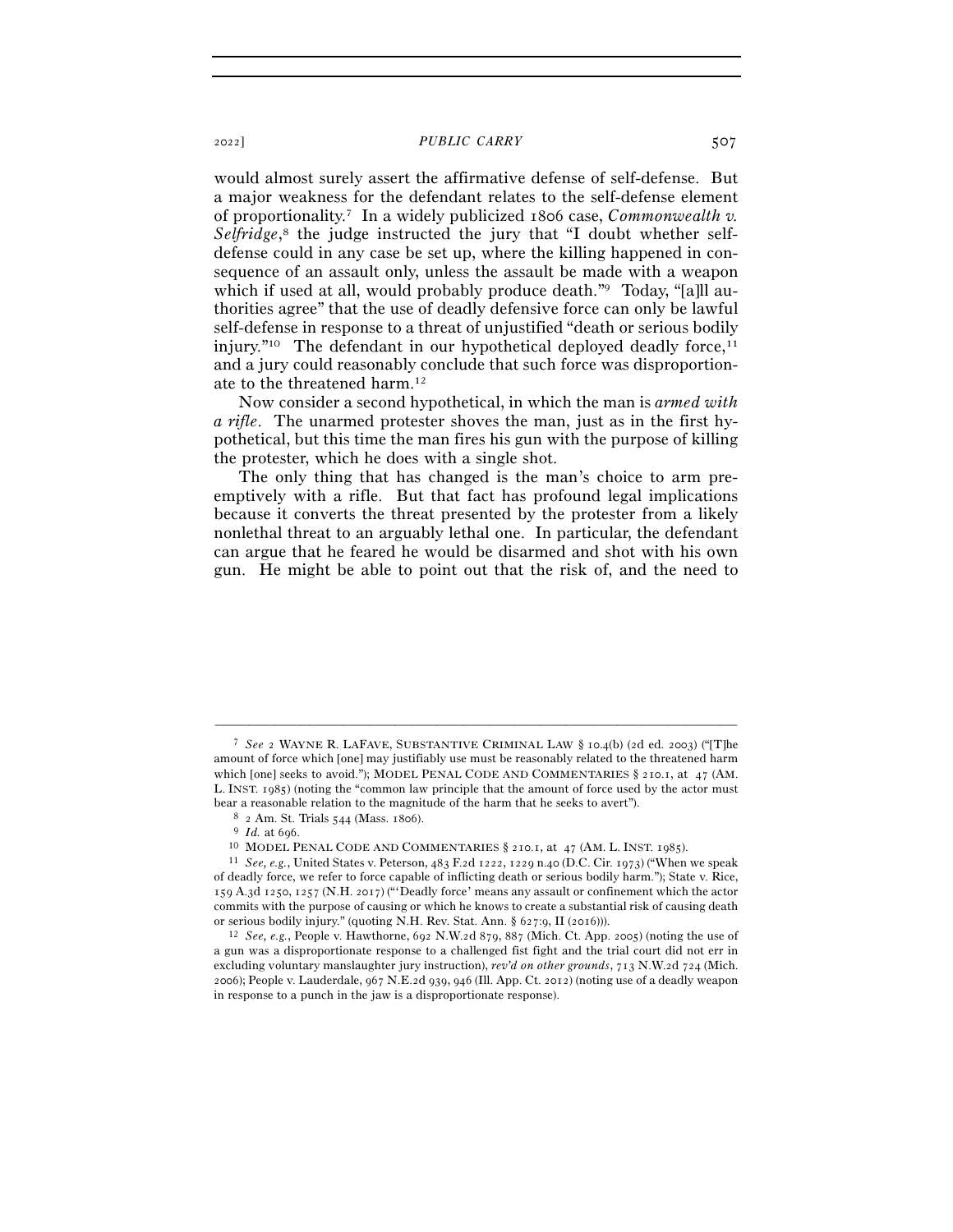would almost surely assert the affirmative defense of self-defense. But a major weakness for the defendant relates to the self-defense element of proportionality.[7] In a widely publicized 1806 case, *Commonwealth v. Selfridge*,[8] the judge instructed the jury that "I doubt whether self-defense could in any case be set up, where the killing happened in consequence of an assault only, unless the assault be made with a weapon which if used at all, would probably produce death."[9] Today, "[a]ll authorities agree" that the use of deadly defensive force can only be lawful self-defense in response to a threat of unjustified "death or serious bodily injury."[10] The defendant in our hypothetical deployed deadly force,[11] and a jury could reasonably conclude that such force was disproportionate to the threatened harm.[12]

Now consider a second hypothetical, in which the man is *armed with a rifle*. The unarmed protester shoves the man, just as in the first hypothetical, but this time the man fires his gun with the purpose of killing the protester, which he does with a single shot.

The only thing that has changed is the man's choice to arm preemptively with a rifle. But that fact has profound legal implications because it converts the threat presented by the protester from a likely nonlethal threat to an arguably lethal one. In particular, the defendant can argue that he feared he would be disarmed and shot with his own gun. He might be able to point out that the risk of, and the need to

---

[7] *See* 2 WAYNE R. LAFAVE, SUBSTANTIVE CRIMINAL LAW § 10.4(b) (2d ed. 2003) ("[T]he amount of force which [one] may justifiably use must be reasonably related to the threatened harm which [one] seeks to avoid."); MODEL PENAL CODE AND COMMENTARIES § 210.1, at 47 (AM. L. INST. 1985) (noting the "common law principle that the amount of force used by the actor must bear a reasonable relation to the magnitude of the harm that he seeks to avert").

[8] 2 Am. St. Trials 544 (Mass. 1806).

[9] *Id.* at 696.

[10] MODEL PENAL CODE AND COMMENTARIES § 210.1, at 47 (AM. L. INST. 1985).

[11] *See, e.g.*, United States v. Peterson, 483 F.2d 1222, 1229 n.40 (D.C. Cir. 1973) ("When we speak of deadly force, we refer to force capable of inflicting death or serious bodily harm."); State v. Rice, 159 A.3d 1250, 1257 (N.H. 2017) ("'Deadly force' means any assault or confinement which the actor commits with the purpose of causing or which he knows to create a substantial risk of causing death or serious bodily injury." (quoting N.H. Rev. Stat. Ann. § 627:9, II (2016))).

[12] *See, e.g.*, People v. Hawthorne, 692 N.W.2d 879, 887 (Mich. Ct. App. 2005) (noting the use of a gun was a disproportionate response to a challenged fist fight and the trial court did not err in excluding voluntary manslaughter jury instruction), *rev'd on other grounds*, 713 N.W.2d 724 (Mich. 2006); People v. Lauderdale, 967 N.E.2d 939, 946 (Ill. App. Ct. 2012) (noting use of a deadly weapon in response to a punch in the jaw is a disproportionate response).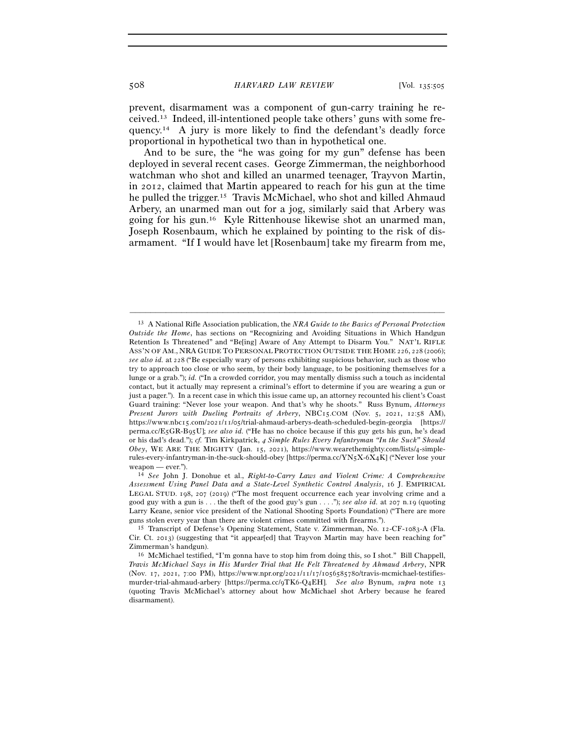prevent, disarmament was a component of gun-carry training he received.[13] Indeed, ill-intentioned people take others' guns with some frequency.[14] A jury is more likely to find the defendant's deadly force proportional in hypothetical two than in hypothetical one.

And to be sure, the "he was going for my gun" defense has been deployed in several recent cases. George Zimmerman, the neighborhood watchman who shot and killed an unarmed teenager, Trayvon Martin, in 2012, claimed that Martin appeared to reach for his gun at the time he pulled the trigger.[15] Travis McMichael, who shot and killed Ahmaud Arbery, an unarmed man out for a jog, similarly said that Arbery was going for his gun.[16] Kyle Rittenhouse likewise shot an unarmed man, Joseph Rosenbaum, which he explained by pointing to the risk of disarmament. "If I would have let [Rosenbaum] take my firearm from me,

---

[13] A National Rifle Association publication, the *NRA Guide to the Basics of Personal Protection Outside the Home*, has sections on "Recognizing and Avoiding Situations in Which Handgun Retention Is Threatened" and "Be[ing] Aware of Any Attempt to Disarm You." NAT'L RIFLE ASS'N OF AM., NRA GUIDE TO PERSONAL PROTECTION OUTSIDE THE HOME 226, 228 (2006); *see also id.* at 228 ("Be especially wary of persons exhibiting suspicious behavior, such as those who try to approach too close or who seem, by their body language, to be positioning themselves for a lunge or a grab."); *id.* ("In a crowded corridor, you may mentally dismiss such a touch as incidental contact, but it actually may represent a criminal's effort to determine if you are wearing a gun or just a pager."). In a recent case in which this issue came up, an attorney recounted his client's Coast Guard training: "Never lose your weapon. And that's why he shoots." Russ Bynum, *Attorneys Present Jurors with Dueling Portraits of Arbery*, NBC15.COM (Nov. 5, 2021, 12:58 AM), https://www.nbc15.com/2021/11/05/trial-ahmaud-arberys-death-scheduled-begin-georgia [https://perma.cc/E5GR-B95U]; *see also id.* ("He has no choice because if this guy gets his gun, he's dead or his dad's dead."); *cf.* Tim Kirkpatrick, *4 Simple Rules Every Infantryman "In the Suck" Should Obey*, WE ARE THE MIGHTY (Jan. 15, 2021), https://www.wearethemighty.com/lists/4-simple-rules-every-infantryman-in-the-suck-should-obey [https://perma.cc/YN5X-6X4K] ("Never lose your weapon — ever.").

[14] *See* John J. Donohue et al., *Right-to-Carry Laws and Violent Crime: A Comprehensive Assessment Using Panel Data and a State-Level Synthetic Control Analysis*, 16 J. EMPIRICAL LEGAL STUD. 198, 207 (2019) ("The most frequent occurrence each year involving crime and a good guy with a gun is . . . the theft of the good guy's gun . . . ."); *see also id.* at 207 n.19 (quoting Larry Keane, senior vice president of the National Shooting Sports Foundation) ("There are more guns stolen every year than there are violent crimes committed with firearms.").

[15] Transcript of Defense's Opening Statement, State v. Zimmerman, No. 12-CF-1083-A (Fla. Cir. Ct. 2013) (suggesting that "it appear[ed] that Trayvon Martin may have been reaching for" Zimmerman's handgun).

[16] McMichael testified, "I'm gonna have to stop him from doing this, so I shot." Bill Chappell, *Travis McMichael Says in His Murder Trial that He Felt Threatened by Ahmaud Arbery*, NPR (Nov. 17, 2021, 7:00 PM), https://www.npr.org/2021/11/17/1056585780/travis-mcmichael-testifies-murder-trial-ahmaud-arbery [https://perma.cc/9TK6-Q4EH]. *See also* Bynum, *supra* note 13 (quoting Travis McMichael's attorney about how McMichael shot Arbery because he feared disarmament).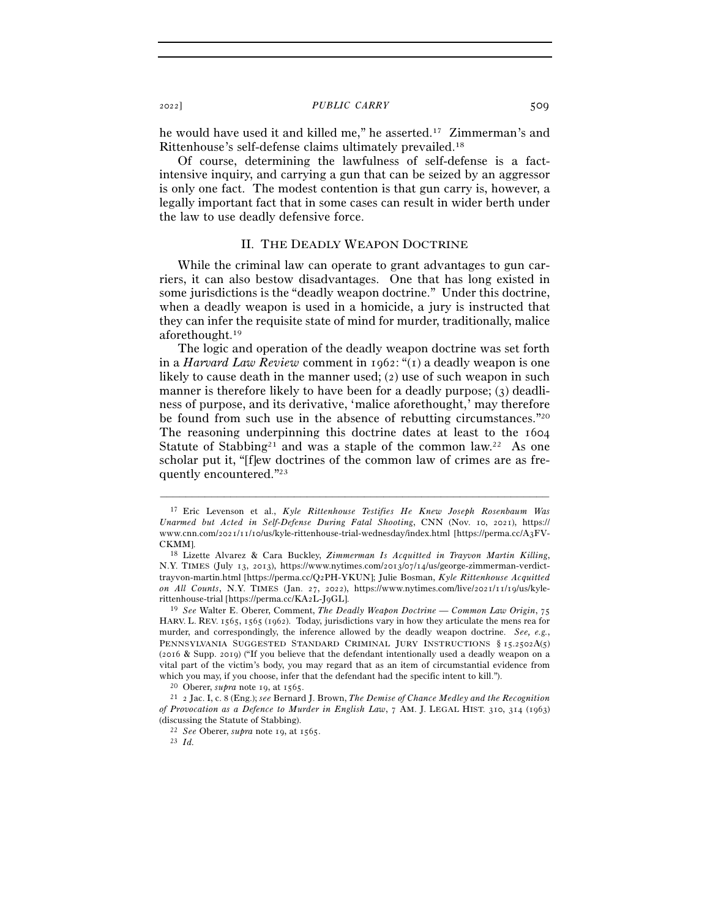he would have used it and killed me," he asserted.[17] Zimmerman's and Rittenhouse's self-defense claims ultimately prevailed.[18]

Of course, determining the lawfulness of self-defense is a fact-intensive inquiry, and carrying a gun that can be seized by an aggressor is only one fact. The modest contention is that gun carry is, however, a legally important fact that in some cases can result in wider berth under the law to use deadly defensive force.

## II. THE DEADLY WEAPON DOCTRINE

While the criminal law can operate to grant advantages to gun carriers, it can also bestow disadvantages. One that has long existed in some jurisdictions is the "deadly weapon doctrine." Under this doctrine, when a deadly weapon is used in a homicide, a jury is instructed that they can infer the requisite state of mind for murder, traditionally, malice aforethought.[19]

The logic and operation of the deadly weapon doctrine was set forth in a *Harvard Law Review* comment in 1962: "(1) a deadly weapon is one likely to cause death in the manner used; (2) use of such weapon in such manner is therefore likely to have been for a deadly purpose; (3) deadliness of purpose, and its derivative, 'malice aforethought,' may therefore be found from such use in the absence of rebutting circumstances."[20] The reasoning underpinning this doctrine dates at least to the 1604 Statute of Stabbing[21] and was a staple of the common law.[22] As one scholar put it, "[f]ew doctrines of the common law of crimes are as frequently encountered."[23]

---

[17] Eric Levenson et al., *Kyle Rittenhouse Testifies He Knew Joseph Rosenbaum Was Unarmed but Acted in Self-Defense During Fatal Shooting*, CNN (Nov. 10, 2021), https://www.cnn.com/2021/11/10/us/kyle-rittenhouse-trial-wednesday/index.html [https://perma.cc/A3FV-CKMM].

[18] Lizette Alvarez & Cara Buckley, *Zimmerman Is Acquitted in Trayvon Martin Killing*, N.Y. TIMES (July 13, 2013), https://www.nytimes.com/2013/07/14/us/george-zimmerman-verdict-trayvon-martin.html [https://perma.cc/Q2PH-YKUN]; Julie Bosman, *Kyle Rittenhouse Acquitted on All Counts*, N.Y. TIMES (Jan. 27, 2022), https://www.nytimes.com/live/2021/11/19/us/kyle-rittenhouse-trial [https://perma.cc/KA2L-J9GL].

[19] *See* Walter E. Oberer, Comment, *The Deadly Weapon Doctrine — Common Law Origin*, 75 HARV. L. REV. 1565, 1565 (1962). Today, jurisdictions vary in how they articulate the mens rea for murder, and correspondingly, the inference allowed by the deadly weapon doctrine. *See, e.g.*, PENNSYLVANIA SUGGESTED STANDARD CRIMINAL JURY INSTRUCTIONS § 15.2502A(5) (2016 & Supp. 2019) ("If you believe that the defendant intentionally used a deadly weapon on a vital part of the victim's body, you may regard that as an item of circumstantial evidence from which you may, if you choose, infer that the defendant had the specific intent to kill.").

[20] Oberer, *supra* note 19, at 1565.

[21] 2 Jac. I, c. 8 (Eng.); *see* Bernard J. Brown, *The Demise of Chance Medley and the Recognition of Provocation as a Defence to Murder in English Law*, 7 AM. J. LEGAL HIST. 310, 314 (1963) (discussing the Statute of Stabbing).

[22] *See* Oberer, *supra* note 19, at 1565.

[23] *Id.*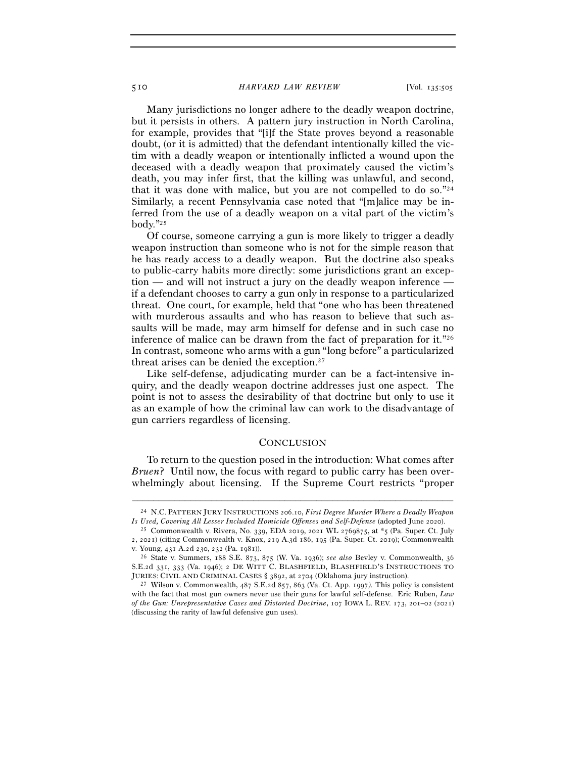Many jurisdictions no longer adhere to the deadly weapon doctrine, but it persists in others. A pattern jury instruction in North Carolina, for example, provides that "[i]f the State proves beyond a reasonable doubt, (or it is admitted) that the defendant intentionally killed the victim with a deadly weapon or intentionally inflicted a wound upon the deceased with a deadly weapon that proximately caused the victim's death, you may infer first, that the killing was unlawful, and second, that it was done with malice, but you are not compelled to do so."[24] Similarly, a recent Pennsylvania case noted that "[m]alice may be inferred from the use of a deadly weapon on a vital part of the victim's body."[25]

Of course, someone carrying a gun is more likely to trigger a deadly weapon instruction than someone who is not for the simple reason that he has ready access to a deadly weapon. But the doctrine also speaks to public-carry habits more directly: some jurisdictions grant an exception — and will not instruct a jury on the deadly weapon inference — if a defendant chooses to carry a gun only in response to a particularized threat. One court, for example, held that "one who has been threatened with murderous assaults and who has reason to believe that such assaults will be made, may arm himself for defense and in such case no inference of malice can be drawn from the fact of preparation for it."[26] In contrast, someone who arms with a gun "long before" a particularized threat arises can be denied the exception.[27]

Like self-defense, adjudicating murder can be a fact-intensive inquiry, and the deadly weapon doctrine addresses just one aspect. The point is not to assess the desirability of that doctrine but only to use it as an example of how the criminal law can work to the disadvantage of gun carriers regardless of licensing.

## CONCLUSION

To return to the question posed in the introduction: What comes after *Bruen*? Until now, the focus with regard to public carry has been overwhelmingly about licensing. If the Supreme Court restricts "proper

---

[24] N.C. PATTERN JURY INSTRUCTIONS 206.10, *First Degree Murder Where a Deadly Weapon Is Used, Covering All Lesser Included Homicide Offenses and Self-Defense* (adopted June 2020).

[25] Commonwealth v. Rivera, No. 339, EDA 2019, 2021 WL 2769875, at *5 (Pa. Super. Ct. July 2, 2021) (citing Commonwealth v. Knox, 219 A.3d 186, 195 (Pa. Super. Ct. 2019); Commonwealth v. Young, 431 A.2d 230, 232 (Pa. 1981)).

[26] State v. Summers, 188 S.E. 873, 875 (W. Va. 1936); *see also* Bevley v. Commonwealth, 36 S.E.2d 331, 333 (Va. 1946); 2 DE WITT C. BLASHFIELD, BLASHFIELD'S INSTRUCTIONS TO JURIES: CIVIL AND CRIMINAL CASES § 3892, at 2704 (Oklahoma jury instruction).

[27] Wilson v. Commonwealth, 487 S.E.2d 857, 863 (Va. Ct. App. 1997). This policy is consistent with the fact that most gun owners never use their guns for lawful self-defense. Eric Ruben, *Law of the Gun: Unrepresentative Cases and Distorted Doctrine*, 107 IOWA L. REV. 173, 201–02 (2021) (discussing the rarity of lawful defensive gun uses).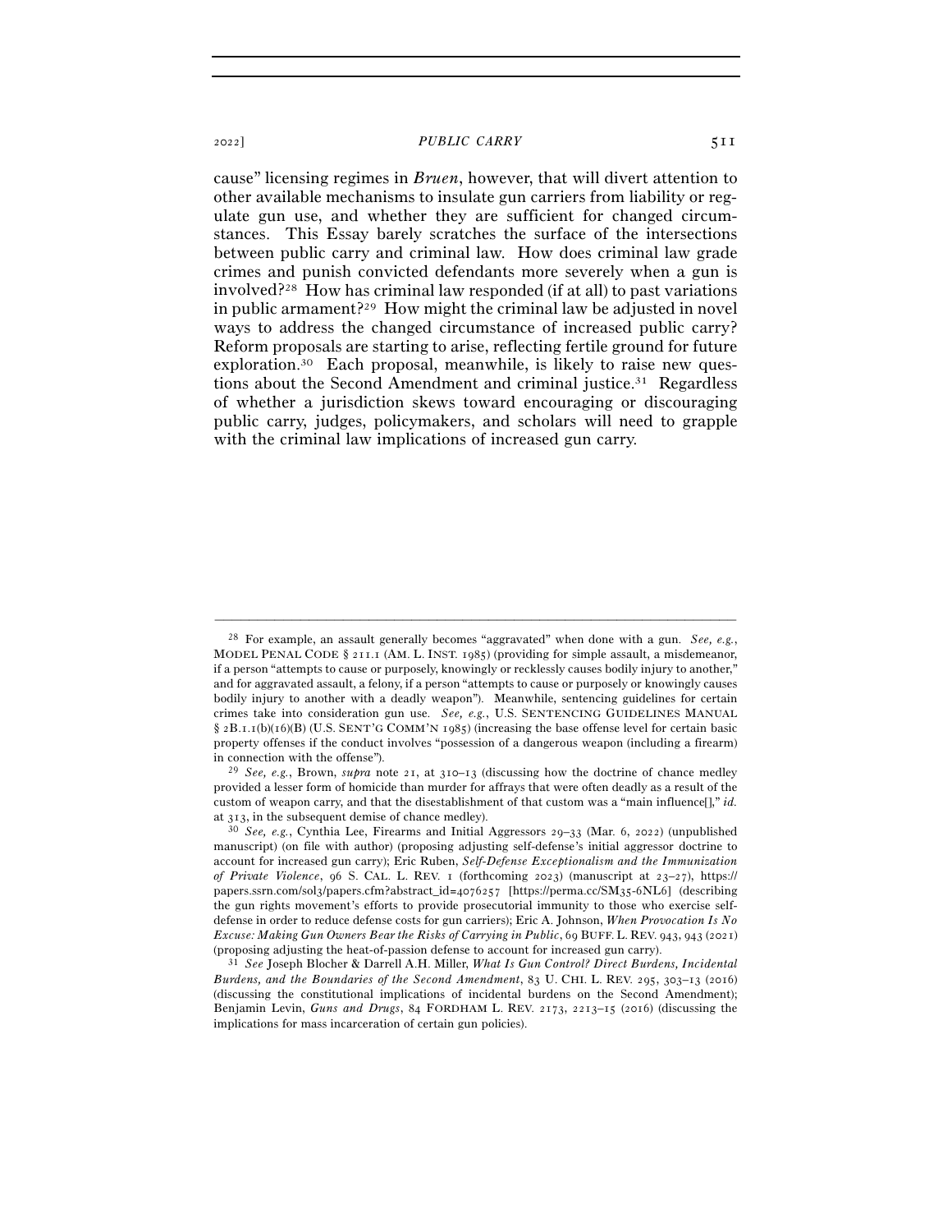cause" licensing regimes in *Bruen*, however, that will divert attention to other available mechanisms to insulate gun carriers from liability or regulate gun use, and whether they are sufficient for changed circumstances. This Essay barely scratches the surface of the intersections between public carry and criminal law. How does criminal law grade crimes and punish convicted defendants more severely when a gun is involved?[28] How has criminal law responded (if at all) to past variations in public armament?[29] How might the criminal law be adjusted in novel ways to address the changed circumstance of increased public carry? Reform proposals are starting to arise, reflecting fertile ground for future exploration.[30] Each proposal, meanwhile, is likely to raise new questions about the Second Amendment and criminal justice.[31] Regardless of whether a jurisdiction skews toward encouraging or discouraging public carry, judges, policymakers, and scholars will need to grapple with the criminal law implications of increased gun carry.

---

[28] For example, an assault generally becomes "aggravated" when done with a gun. *See, e.g.*, MODEL PENAL CODE § 211.1 (AM. L. INST. 1985) (providing for simple assault, a misdemeanor, if a person "attempts to cause or purposely, knowingly or recklessly causes bodily injury to another," and for aggravated assault, a felony, if a person "attempts to cause or purposely or knowingly causes bodily injury to another with a deadly weapon"). Meanwhile, sentencing guidelines for certain crimes take into consideration gun use. *See, e.g.*, U.S. SENTENCING GUIDELINES MANUAL § 2B.1.1(b)(16)(B) (U.S. SENT'G COMM'N 1985) (increasing the base offense level for certain basic property offenses if the conduct involves "possession of a dangerous weapon (including a firearm) in connection with the offense").

[29] *See, e.g.*, Brown, *supra* note 21, at 310–13 (discussing how the doctrine of chance medley provided a lesser form of homicide than murder for affrays that were often deadly as a result of the custom of weapon carry, and that the disestablishment of that custom was a "main influence[]," *id.* at 313, in the subsequent demise of chance medley).

[30] *See, e.g.*, Cynthia Lee, Firearms and Initial Aggressors 29–33 (Mar. 6, 2022) (unpublished manuscript) (on file with author) (proposing adjusting self-defense's initial aggressor doctrine to account for increased gun carry); Eric Ruben, *Self-Defense Exceptionalism and the Immunization of Private Violence*, 96 S. CAL. L. REV. 1 (forthcoming 2023) (manuscript at 23–27), https://papers.ssrn.com/sol3/papers.cfm?abstract_id=4076257 [https://perma.cc/SM35-6NL6] (describing the gun rights movement's efforts to provide prosecutorial immunity to those who exercise self-defense in order to reduce defense costs for gun carriers); Eric A. Johnson, *When Provocation Is No Excuse: Making Gun Owners Bear the Risks of Carrying in Public*, 69 BUFF. L. REV. 943, 943 (2021) (proposing adjusting the heat-of-passion defense to account for increased gun carry).

[31] *See* Joseph Blocher & Darrell A.H. Miller, *What Is Gun Control? Direct Burdens, Incidental Burdens, and the Boundaries of the Second Amendment*, 83 U. CHI. L. REV. 295, 303–13 (2016) (discussing the constitutional implications of incidental burdens on the Second Amendment); Benjamin Levin, *Guns and Drugs*, 84 FORDHAM L. REV. 2173, 2213–15 (2016) (discussing the implications for mass incarceration of certain gun policies).